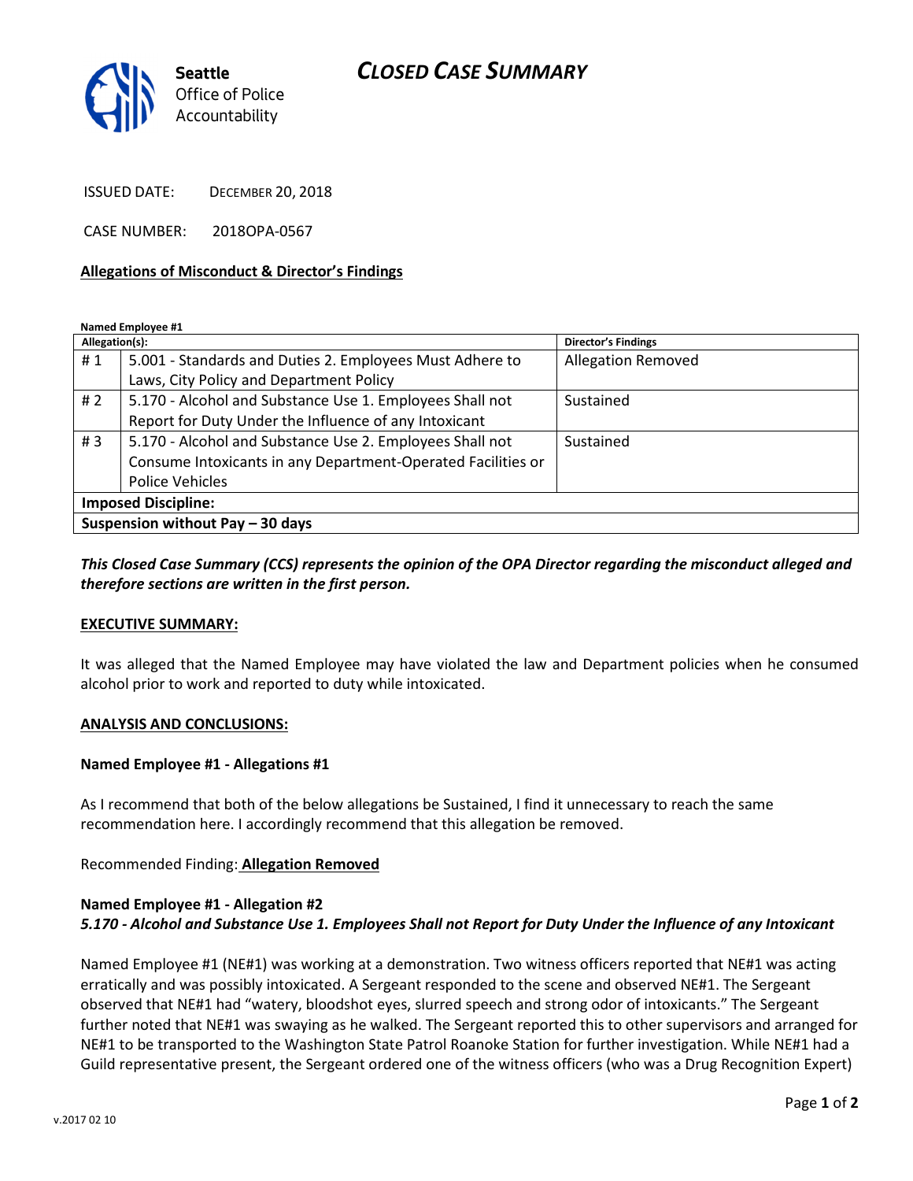Seattle Office of Police Accountability

# CLOSED CASE SUMMARY

ISSUED DATE: DECEMBER 20, 2018

CASE NUMBER: 2018OPA-0567

**Allegations of Misconduct & Director's Findings**

**Named Employee #1**

| Allegation(s): | | Director's Findings |
|---|---|---|
| # 1 | 5.001 - Standards and Duties 2. Employees Must Adhere to Laws, City Policy and Department Policy | Allegation Removed |
| # 2 | 5.170 - Alcohol and Substance Use 1. Employees Shall not Report for Duty Under the Influence of any Intoxicant | Sustained |
| # 3 | 5.170 - Alcohol and Substance Use 2. Employees Shall not Consume Intoxicants in any Department-Operated Facilities or Police Vehicles | Sustained |
| **Imposed Discipline:** | | |
| **Suspension without Pay – 30 days** | | |

***This Closed Case Summary (CCS) represents the opinion of the OPA Director regarding the misconduct alleged and therefore sections are written in the first person.***

**EXECUTIVE SUMMARY:**

It was alleged that the Named Employee may have violated the law and Department policies when he consumed alcohol prior to work and reported to duty while intoxicated.

**ANALYSIS AND CONCLUSIONS:**

**Named Employee #1 - Allegations #1**

As I recommend that both of the below allegations be Sustained, I find it unnecessary to reach the same recommendation here. I accordingly recommend that this allegation be removed.

Recommended Finding: **Allegation Removed**

**Named Employee #1 - Allegation #2**
***5.170 - Alcohol and Substance Use 1. Employees Shall not Report for Duty Under the Influence of any Intoxicant***

Named Employee #1 (NE#1) was working at a demonstration. Two witness officers reported that NE#1 was acting erratically and was possibly intoxicated. A Sergeant responded to the scene and observed NE#1. The Sergeant observed that NE#1 had "watery, bloodshot eyes, slurred speech and strong odor of intoxicants." The Sergeant further noted that NE#1 was swaying as he walked. The Sergeant reported this to other supervisors and arranged for NE#1 to be transported to the Washington State Patrol Roanoke Station for further investigation. While NE#1 had a Guild representative present, the Sergeant ordered one of the witness officers (who was a Drug Recognition Expert)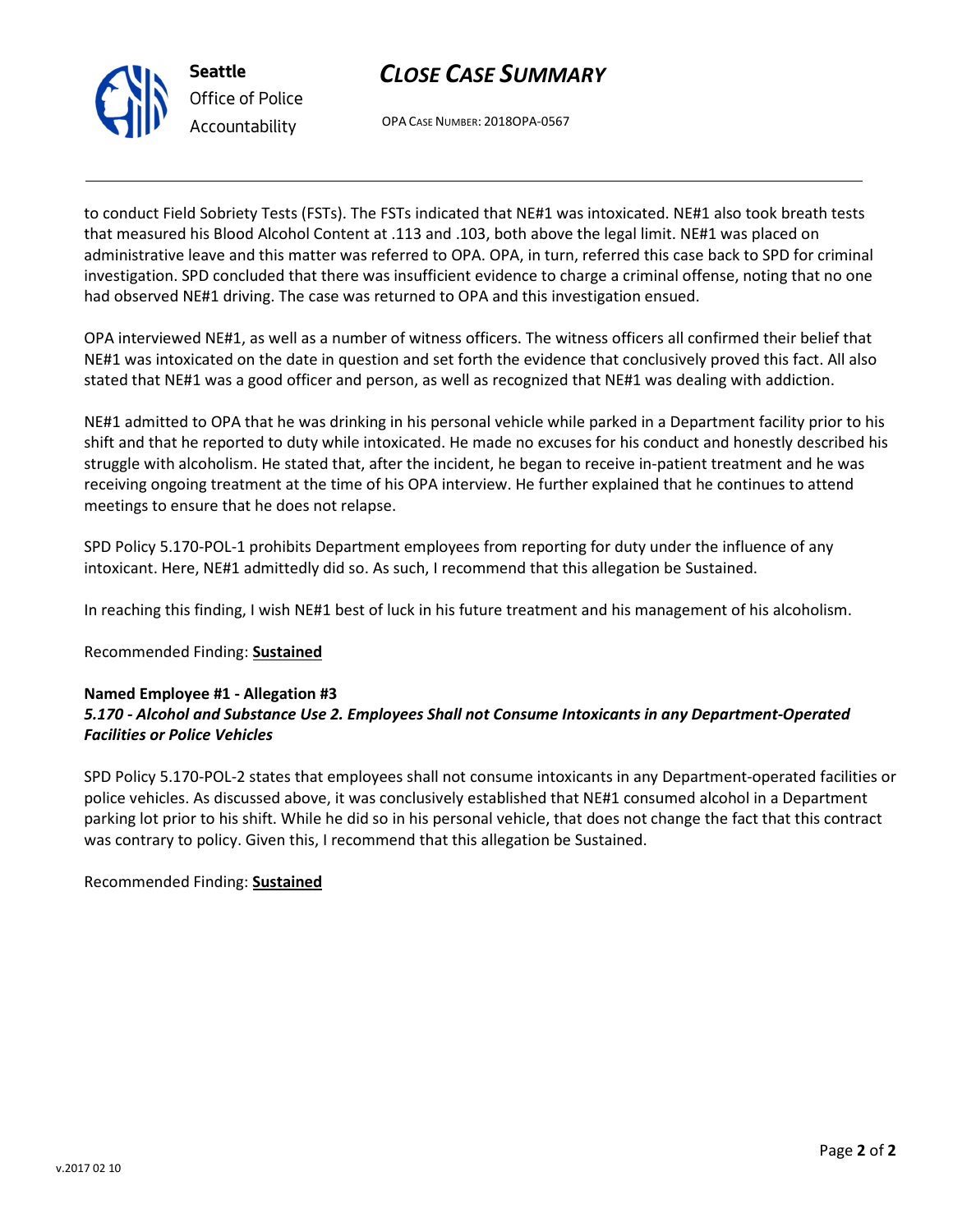to conduct Field Sobriety Tests (FSTs). The FSTs indicated that NE#1 was intoxicated. NE#1 also took breath tests that measured his Blood Alcohol Content at .113 and .103, both above the legal limit. NE#1 was placed on administrative leave and this matter was referred to OPA. OPA, in turn, referred this case back to SPD for criminal investigation. SPD concluded that there was insufficient evidence to charge a criminal offense, noting that no one had observed NE#1 driving. The case was returned to OPA and this investigation ensued.

OPA interviewed NE#1, as well as a number of witness officers. The witness officers all confirmed their belief that NE#1 was intoxicated on the date in question and set forth the evidence that conclusively proved this fact. All also stated that NE#1 was a good officer and person, as well as recognized that NE#1 was dealing with addiction.

NE#1 admitted to OPA that he was drinking in his personal vehicle while parked in a Department facility prior to his shift and that he reported to duty while intoxicated. He made no excuses for his conduct and honestly described his struggle with alcoholism. He stated that, after the incident, he began to receive in-patient treatment and he was receiving ongoing treatment at the time of his OPA interview. He further explained that he continues to attend meetings to ensure that he does not relapse.

SPD Policy 5.170-POL-1 prohibits Department employees from reporting for duty under the influence of any intoxicant. Here, NE#1 admittedly did so. As such, I recommend that this allegation be Sustained.

In reaching this finding, I wish NE#1 best of luck in his future treatment and his management of his alcoholism.

Recommended Finding: **Sustained**

**Named Employee #1 - Allegation #3**
***5.170 - Alcohol and Substance Use 2. Employees Shall not Consume Intoxicants in any Department-Operated Facilities or Police Vehicles***

SPD Policy 5.170-POL-2 states that employees shall not consume intoxicants in any Department-operated facilities or police vehicles. As discussed above, it was conclusively established that NE#1 consumed alcohol in a Department parking lot prior to his shift. While he did so in his personal vehicle, that does not change the fact that this contract was contrary to policy. Given this, I recommend that this allegation be Sustained.

Recommended Finding: **Sustained**